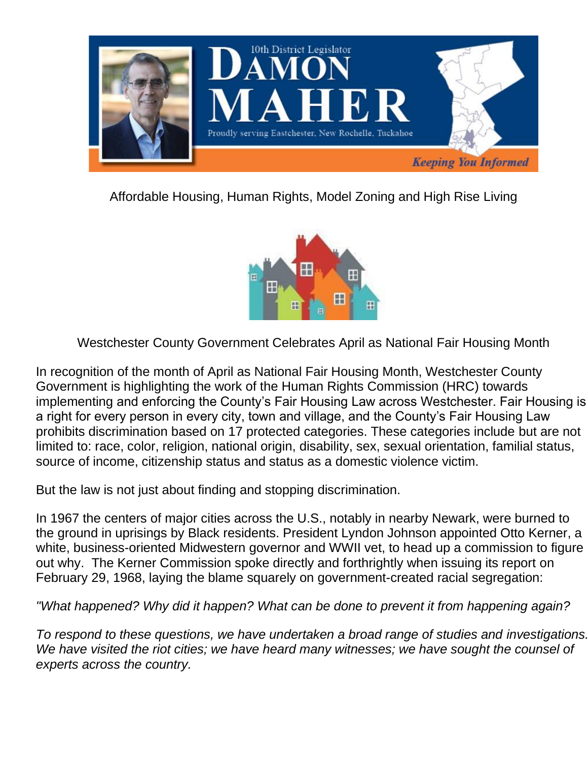10th District Legislator

# DAMON MAHER

Proudly serving Eastchester, New Rochelle, Tuckahoe

*Keeping You Informed*

## Affordable Housing, Human Rights, Model Zoning and High Rise Living

### Westchester County Government Celebrates April as National Fair Housing Month

In recognition of the month of April as National Fair Housing Month, Westchester County Government is highlighting the work of the Human Rights Commission (HRC) towards implementing and enforcing the County's Fair Housing Law across Westchester. Fair Housing is a right for every person in every city, town and village, and the County's Fair Housing Law prohibits discrimination based on 17 protected categories. These categories include but are not limited to: race, color, religion, national origin, disability, sex, sexual orientation, familial status, source of income, citizenship status and status as a domestic violence victim.

But the law is not just about finding and stopping discrimination.

In 1967 the centers of major cities across the U.S., notably in nearby Newark, were burned to the ground in uprisings by Black residents. President Lyndon Johnson appointed Otto Kerner, a white, business-oriented Midwestern governor and WWII vet, to head up a commission to figure out why. The Kerner Commission spoke directly and forthrightly when issuing its report on February 29, 1968, laying the blame squarely on government-created racial segregation:

*"What happened? Why did it happen? What can be done to prevent it from happening again?*

*To respond to these questions, we have undertaken a broad range of studies and investigations. We have visited the riot cities; we have heard many witnesses; we have sought the counsel of experts across the country.*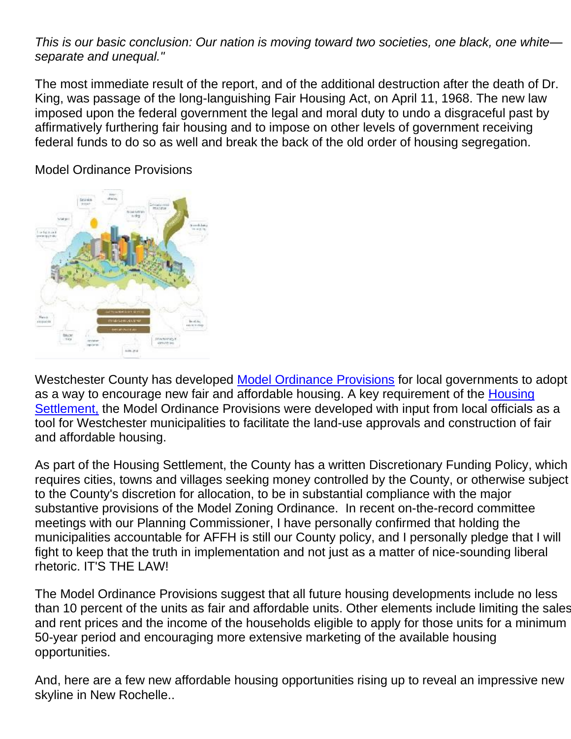*This is our basic conclusion: Our nation is moving toward two societies, one black, one white—separate and unequal."*

The most immediate result of the report, and of the additional destruction after the death of Dr. King, was passage of the long-languishing Fair Housing Act, on April 11, 1968. The new law imposed upon the federal government the legal and moral duty to undo a disgraceful past by affirmatively furthering fair housing and to impose on other levels of government receiving federal funds to do so as well and break the back of the old order of housing segregation.

Model Ordinance Provisions

Westchester County has developed Model Ordinance Provisions for local governments to adopt as a way to encourage new fair and affordable housing. A key requirement of the Housing Settlement, the Model Ordinance Provisions were developed with input from local officials as a tool for Westchester municipalities to facilitate the land-use approvals and construction of fair and affordable housing.

As part of the Housing Settlement, the County has a written Discretionary Funding Policy, which requires cities, towns and villages seeking money controlled by the County, or otherwise subject to the County's discretion for allocation, to be in substantial compliance with the major substantive provisions of the Model Zoning Ordinance. In recent on-the-record committee meetings with our Planning Commissioner, I have personally confirmed that holding the municipalities accountable for AFFH is still our County policy, and I personally pledge that I will fight to keep that the truth in implementation and not just as a matter of nice-sounding liberal rhetoric. IT'S THE LAW!

The Model Ordinance Provisions suggest that all future housing developments include no less than 10 percent of the units as fair and affordable units. Other elements include limiting the sales and rent prices and the income of the households eligible to apply for those units for a minimum 50-year period and encouraging more extensive marketing of the available housing opportunities.

And, here are a few new affordable housing opportunities rising up to reveal an impressive new skyline in New Rochelle..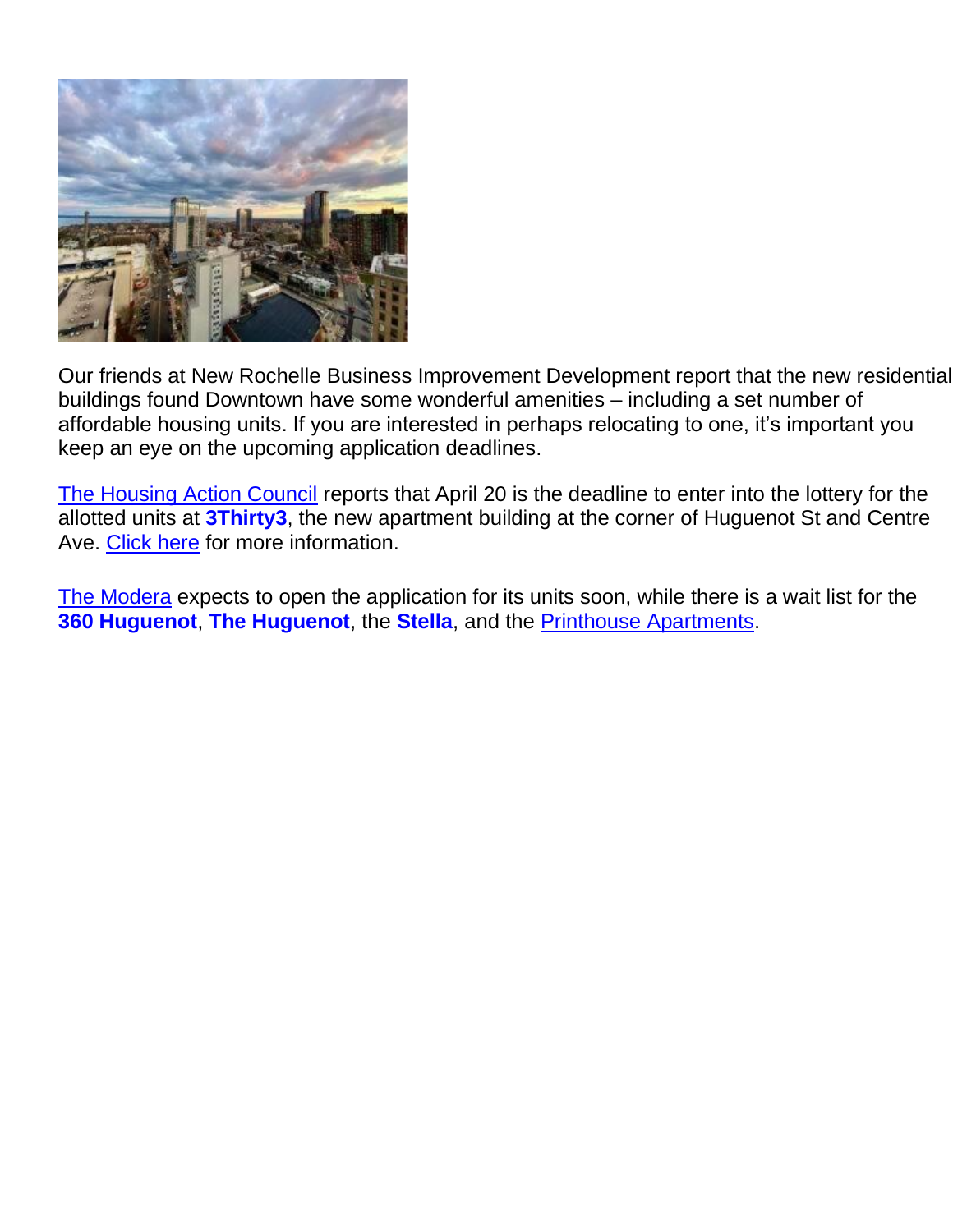Our friends at New Rochelle Business Improvement Development report that the new residential buildings found Downtown have some wonderful amenities – including a set number of affordable housing units. If you are interested in perhaps relocating to one, it's important you keep an eye on the upcoming application deadlines.

The Housing Action Council reports that April 20 is the deadline to enter into the lottery for the allotted units at **3Thirty3**, the new apartment building at the corner of Huguenot St and Centre Ave. Click here for more information.

The Modera expects to open the application for its units soon, while there is a wait list for the **360 Huguenot**, **The Huguenot**, the **Stella**, and the Printhouse Apartments.